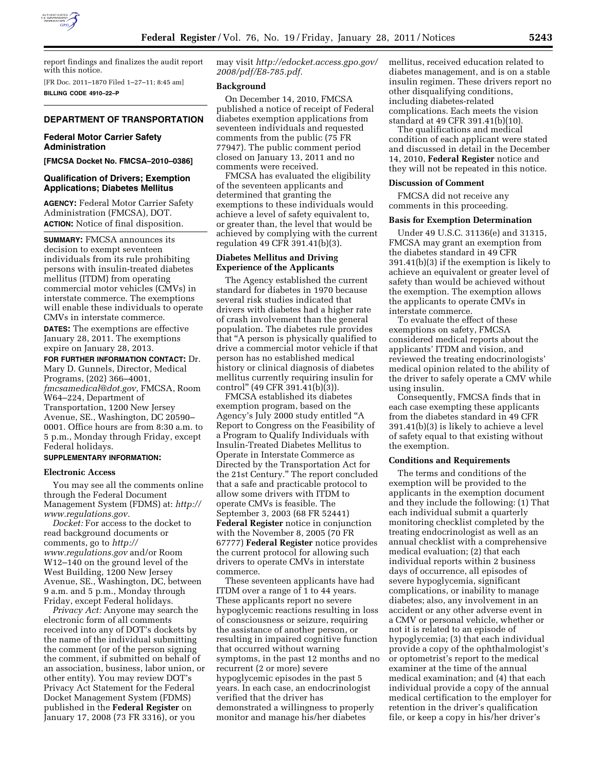report findings and finalizes the audit report with this notice.

[FR Doc. 2011–1870 Filed 1–27–11; 8:45 am]

**BILLING CODE 4910–22–P**

## DEPARTMENT OF TRANSPORTATION

### Federal Motor Carrier Safety Administration

**[FMCSA Docket No. FMCSA–2010–0386]**

### Qualification of Drivers; Exemption Applications; Diabetes Mellitus

**AGENCY:** Federal Motor Carrier Safety Administration (FMCSA), DOT.

**ACTION:** Notice of final disposition.

**SUMMARY:** FMCSA announces its decision to exempt seventeen individuals from its rule prohibiting persons with insulin-treated diabetes mellitus (ITDM) from operating commercial motor vehicles (CMVs) in interstate commerce. The exemptions will enable these individuals to operate CMVs in interstate commerce.

**DATES:** The exemptions are effective January 28, 2011. The exemptions expire on January 28, 2013.

**FOR FURTHER INFORMATION CONTACT:** Dr. Mary D. Gunnels, Director, Medical Programs, (202) 366–4001, *fmcsamedical@dot.gov,* FMCSA, Room W64–224, Department of Transportation, 1200 New Jersey Avenue, SE., Washington, DC 20590–0001. Office hours are from 8:30 a.m. to 5 p.m., Monday through Friday, except Federal holidays.

**SUPPLEMENTARY INFORMATION:**

#### Electronic Access

You may see all the comments online through the Federal Document Management System (FDMS) at: *http://www.regulations.gov.*

*Docket:* For access to the docket to read background documents or comments, go to *http://www.regulations.gov* and/or Room W12–140 on the ground level of the West Building, 1200 New Jersey Avenue, SE., Washington, DC, between 9 a.m. and 5 p.m., Monday through Friday, except Federal holidays.

*Privacy Act:* Anyone may search the electronic form of all comments received into any of DOT's dockets by the name of the individual submitting the comment (or of the person signing the comment, if submitted on behalf of an association, business, labor union, or other entity). You may review DOT's Privacy Act Statement for the Federal Docket Management System (FDMS) published in the **Federal Register** on January 17, 2008 (73 FR 3316), or you may visit *http://edocket.access.gpo.gov/2008/pdf/E8-785.pdf.*

#### Background

On December 14, 2010, FMCSA published a notice of receipt of Federal diabetes exemption applications from seventeen individuals and requested comments from the public (75 FR 77947). The public comment period closed on January 13, 2011 and no comments were received.

FMCSA has evaluated the eligibility of the seventeen applicants and determined that granting the exemptions to these individuals would achieve a level of safety equivalent to, or greater than, the level that would be achieved by complying with the current regulation 49 CFR 391.41(b)(3).

#### Diabetes Mellitus and Driving Experience of the Applicants

The Agency established the current standard for diabetes in 1970 because several risk studies indicated that drivers with diabetes had a higher rate of crash involvement than the general population. The diabetes rule provides that "A person is physically qualified to drive a commercial motor vehicle if that person has no established medical history or clinical diagnosis of diabetes mellitus currently requiring insulin for control" (49 CFR 391.41(b)(3)).

FMCSA established its diabetes exemption program, based on the Agency's July 2000 study entitled "A Report to Congress on the Feasibility of a Program to Qualify Individuals with Insulin-Treated Diabetes Mellitus to Operate in Interstate Commerce as Directed by the Transportation Act for the 21st Century." The report concluded that a safe and practicable protocol to allow some drivers with ITDM to operate CMVs is feasible. The September 3, 2003 (68 FR 52441) **Federal Register** notice in conjunction with the November 8, 2005 (70 FR 67777) **Federal Register** notice provides the current protocol for allowing such drivers to operate CMVs in interstate commerce.

These seventeen applicants have had ITDM over a range of 1 to 44 years. These applicants report no severe hypoglycemic reactions resulting in loss of consciousness or seizure, requiring the assistance of another person, or resulting in impaired cognitive function that occurred without warning symptoms, in the past 12 months and no recurrent (2 or more) severe hypoglycemic episodes in the past 5 years. In each case, an endocrinologist verified that the driver has demonstrated a willingness to properly monitor and manage his/her diabetes mellitus, received education related to diabetes management, and is on a stable insulin regimen. These drivers report no other disqualifying conditions, including diabetes-related complications. Each meets the vision standard at 49 CFR 391.41(b)(10).

The qualifications and medical condition of each applicant were stated and discussed in detail in the December 14, 2010, **Federal Register** notice and they will not be repeated in this notice.

#### Discussion of Comment

FMCSA did not receive any comments in this proceeding.

#### Basis for Exemption Determination

Under 49 U.S.C. 31136(e) and 31315, FMCSA may grant an exemption from the diabetes standard in 49 CFR 391.41(b)(3) if the exemption is likely to achieve an equivalent or greater level of safety than would be achieved without the exemption. The exemption allows the applicants to operate CMVs in interstate commerce.

To evaluate the effect of these exemptions on safety, FMCSA considered medical reports about the applicants' ITDM and vision, and reviewed the treating endocrinologists' medical opinion related to the ability of the driver to safely operate a CMV while using insulin.

Consequently, FMCSA finds that in each case exempting these applicants from the diabetes standard in 49 CFR 391.41(b)(3) is likely to achieve a level of safety equal to that existing without the exemption.

#### Conditions and Requirements

The terms and conditions of the exemption will be provided to the applicants in the exemption document and they include the following: (1) That each individual submit a quarterly monitoring checklist completed by the treating endocrinologist as well as an annual checklist with a comprehensive medical evaluation; (2) that each individual reports within 2 business days of occurrence, all episodes of severe hypoglycemia, significant complications, or inability to manage diabetes; also, any involvement in an accident or any other adverse event in a CMV or personal vehicle, whether or not it is related to an episode of hypoglycemia; (3) that each individual provide a copy of the ophthalmologist's or optometrist's report to the medical examiner at the time of the annual medical examination; and (4) that each individual provide a copy of the annual medical certification to the employer for retention in the driver's qualification file, or keep a copy in his/her driver's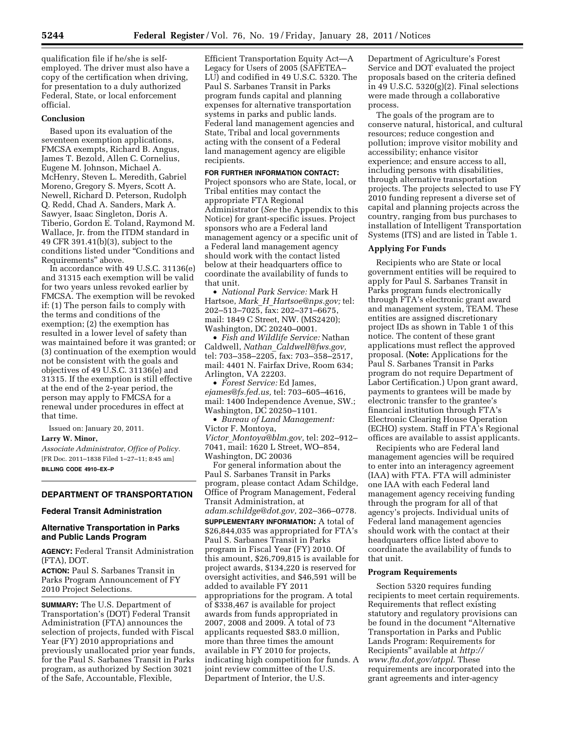qualification file if he/she is self-employed. The driver must also have a copy of the certification when driving, for presentation to a duly authorized Federal, State, or local enforcement official.

**Conclusion**

Based upon its evaluation of the seventeen exemption applications, FMCSA exempts, Richard B. Angus, James T. Bezold, Allen C. Cornelius, Eugene M. Johnson, Michael A. McHenry, Steven L. Meredith, Gabriel Moreno, Gregory S. Myers, Scott A. Newell, Richard D. Peterson, Rudolph Q. Redd, Chad A. Sanders, Mark A. Sawyer, Isaac Singleton, Doris A. Tiberio, Gordon E. Toland, Raymond M. Wallace, Jr. from the ITDM standard in 49 CFR 391.41(b)(3), subject to the conditions listed under "Conditions and Requirements" above.

In accordance with 49 U.S.C. 31136(e) and 31315 each exemption will be valid for two years unless revoked earlier by FMCSA. The exemption will be revoked if: (1) The person fails to comply with the terms and conditions of the exemption; (2) the exemption has resulted in a lower level of safety than was maintained before it was granted; or (3) continuation of the exemption would not be consistent with the goals and objectives of 49 U.S.C. 31136(e) and 31315. If the exemption is still effective at the end of the 2-year period, the person may apply to FMCSA for a renewal under procedures in effect at that time.

Issued on: January 20, 2011.

**Larry W. Minor,**

*Associate Administrator, Office of Policy.*

[FR Doc. 2011–1838 Filed 1–27–11; 8:45 am]

**BILLING CODE 4910–EX–P**

## DEPARTMENT OF TRANSPORTATION

### Federal Transit Administration

### Alternative Transportation in Parks and Public Lands Program

**AGENCY:** Federal Transit Administration (FTA), DOT.

**ACTION:** Paul S. Sarbanes Transit in Parks Program Announcement of FY 2010 Project Selections.

**SUMMARY:** The U.S. Department of Transportation's (DOT) Federal Transit Administration (FTA) announces the selection of projects, funded with Fiscal Year (FY) 2010 appropriations and previously unallocated prior year funds, for the Paul S. Sarbanes Transit in Parks program, as authorized by Section 3021 of the Safe, Accountable, Flexible, Efficient Transportation Equity Act—A Legacy for Users of 2005 (SAFETEA–LU) and codified in 49 U.S.C. 5320. The Paul S. Sarbanes Transit in Parks program funds capital and planning expenses for alternative transportation systems in parks and public lands. Federal land management agencies and State, Tribal and local governments acting with the consent of a Federal land management agency are eligible recipients.

**FOR FURTHER INFORMATION CONTACT:** Project sponsors who are State, local, or Tribal entities may contact the appropriate FTA Regional Administrator (*See* the Appendix to this Notice) for grant-specific issues. Project sponsors who are a Federal land management agency or a specific unit of a Federal land management agency should work with the contact listed below at their headquarters office to coordinate the availability of funds to that unit.

- *National Park Service:* Mark H Hartsoe, *Mark_H_Hartsoe@nps.gov;* tel: 202–513–7025, fax: 202–371–6675, mail: 1849 C Street, NW. (MS2420); Washington, DC 20240–0001.
- *Fish and Wildlife Service:* Nathan Caldwell, *Nathan_Caldwell@fws.gov,* tel: 703–358–2205, fax: 703–358–2517, mail: 4401 N. Fairfax Drive, Room 634; Arlington, VA 22203.
- *Forest Service:* Ed James, *ejames@fs.fed.us,* tel: 703–605–4616, mail: 1400 Independence Avenue, SW.; Washington, DC 20250–1101.
- *Bureau of Land Management:* Victor F. Montoya, *Victor_Montoya@blm.gov,* tel: 202–912–7041, mail: 1620 L Street, WO–854, Washington, DC 20036

For general information about the Paul S. Sarbanes Transit in Parks program, please contact Adam Schildge, Office of Program Management, Federal Transit Administration, at *adam.schildge@dot.gov,* 202–366–0778.

**SUPPLEMENTARY INFORMATION:** A total of $26,844,035 was appropriated for FTA's Paul S. Sarbanes Transit in Parks program in Fiscal Year (FY) 2010. Of this amount, $26,709,815 is available for project awards, $134,220 is reserved for oversight activities, and $46,591 will be added to available FY 2011 appropriations for the program. A total of $338,467 is available for project awards from funds appropriated in 2007, 2008 and 2009. A total of 73 applicants requested $83.0 million, more than three times the amount available in FY 2010 for projects, indicating high competition for funds. A joint review committee of the U.S. Department of Interior, the U.S. Department of Agriculture's Forest Service and DOT evaluated the project proposals based on the criteria defined in 49 U.S.C. 5320(g)(2). Final selections were made through a collaborative process.

The goals of the program are to conserve natural, historical, and cultural resources; reduce congestion and pollution; improve visitor mobility and accessibility; enhance visitor experience; and ensure access to all, including persons with disabilities, through alternative transportation projects. The projects selected to use FY 2010 funding represent a diverse set of capital and planning projects across the country, ranging from bus purchases to installation of Intelligent Transportation Systems (ITS) and are listed in Table 1.

**Applying For Funds**

Recipients who are State or local government entities will be required to apply for Paul S. Sarbanes Transit in Parks program funds electronically through FTA's electronic grant award and management system, TEAM. These entities are assigned discretionary project IDs as shown in Table 1 of this notice. The content of these grant applications must reflect the approved proposal. (**Note:** Applications for the Paul S. Sarbanes Transit in Parks program do not require Department of Labor Certification.) Upon grant award, payments to grantees will be made by electronic transfer to the grantee's financial institution through FTA's Electronic Clearing House Operation (ECHO) system. Staff in FTA's Regional offices are available to assist applicants.

Recipients who are Federal land management agencies will be required to enter into an interagency agreement (IAA) with FTA. FTA will administer one IAA with each Federal land management agency receiving funding through the program for all of that agency's projects. Individual units of Federal land management agencies should work with the contact at their headquarters office listed above to coordinate the availability of funds to that unit.

**Program Requirements**

Section 5320 requires funding recipients to meet certain requirements. Requirements that reflect existing statutory and regulatory provisions can be found in the document "Alternative Transportation in Parks and Public Lands Program: Requirements for Recipients" available at *http://www.fta.dot.gov/atppl.* These requirements are incorporated into the grant agreements and inter-agency